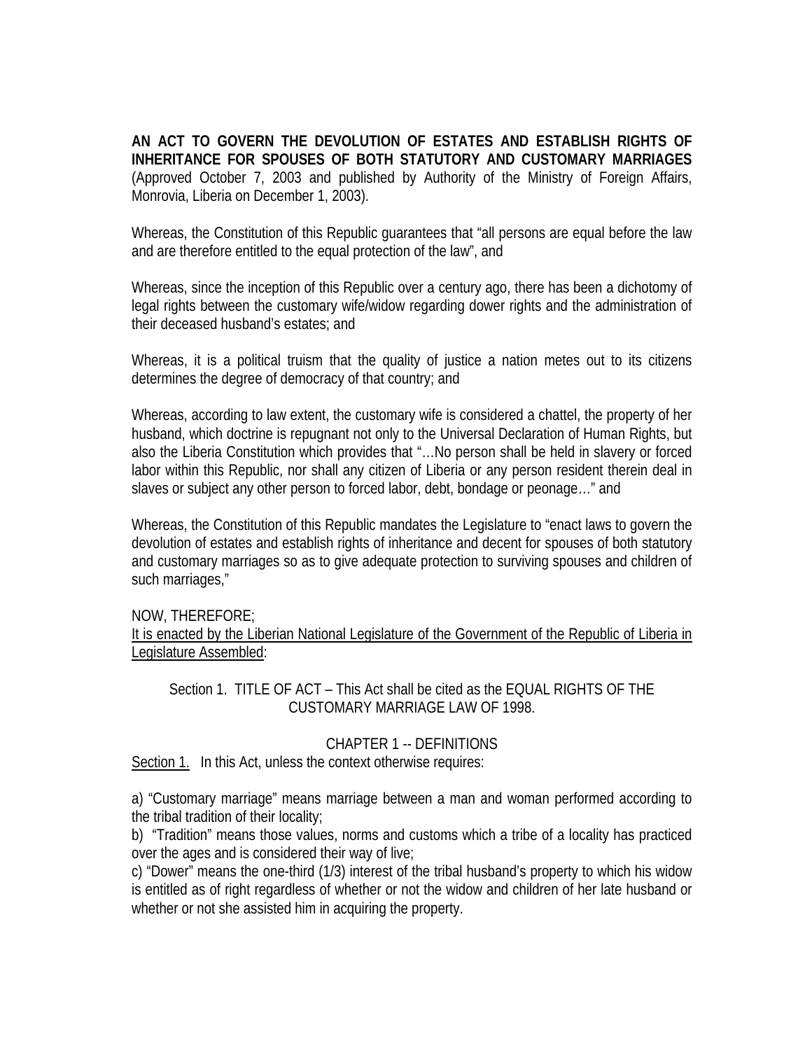**AN ACT TO GOVERN THE DEVOLUTION OF ESTATES AND ESTABLISH RIGHTS OF INHERITANCE FOR SPOUSES OF BOTH STATUTORY AND CUSTOMARY MARRIAGES** (Approved October 7, 2003 and published by Authority of the Ministry of Foreign Affairs, Monrovia, Liberia on December 1, 2003).

Whereas, the Constitution of this Republic guarantees that "all persons are equal before the law and are therefore entitled to the equal protection of the law", and

Whereas, since the inception of this Republic over a century ago, there has been a dichotomy of legal rights between the customary wife/widow regarding dower rights and the administration of their deceased husband's estates; and

Whereas, it is a political truism that the quality of justice a nation metes out to its citizens determines the degree of democracy of that country; and

Whereas, according to law extent, the customary wife is considered a chattel, the property of her husband, which doctrine is repugnant not only to the Universal Declaration of Human Rights, but also the Liberia Constitution which provides that "…No person shall be held in slavery or forced labor within this Republic, nor shall any citizen of Liberia or any person resident therein deal in slaves or subject any other person to forced labor, debt, bondage or peonage…" and

Whereas, the Constitution of this Republic mandates the Legislature to "enact laws to govern the devolution of estates and establish rights of inheritance and decent for spouses of both statutory and customary marriages so as to give adequate protection to surviving spouses and children of such marriages,"

NOW, THEREFORE;

<u>It is enacted by the Liberian National Legislature of the Government of the Republic of Liberia in Legislature Assembled</u>:

Section 1. TITLE OF ACT – This Act shall be cited as the EQUAL RIGHTS OF THE CUSTOMARY MARRIAGE LAW OF 1998.

## CHAPTER 1 -- DEFINITIONS

<u>Section 1.</u> In this Act, unless the context otherwise requires:

a) "Customary marriage" means marriage between a man and woman performed according to the tribal tradition of their locality;

b) "Tradition" means those values, norms and customs which a tribe of a locality has practiced over the ages and is considered their way of live;

c) "Dower" means the one-third (1/3) interest of the tribal husband's property to which his widow is entitled as of right regardless of whether or not the widow and children of her late husband or whether or not she assisted him in acquiring the property.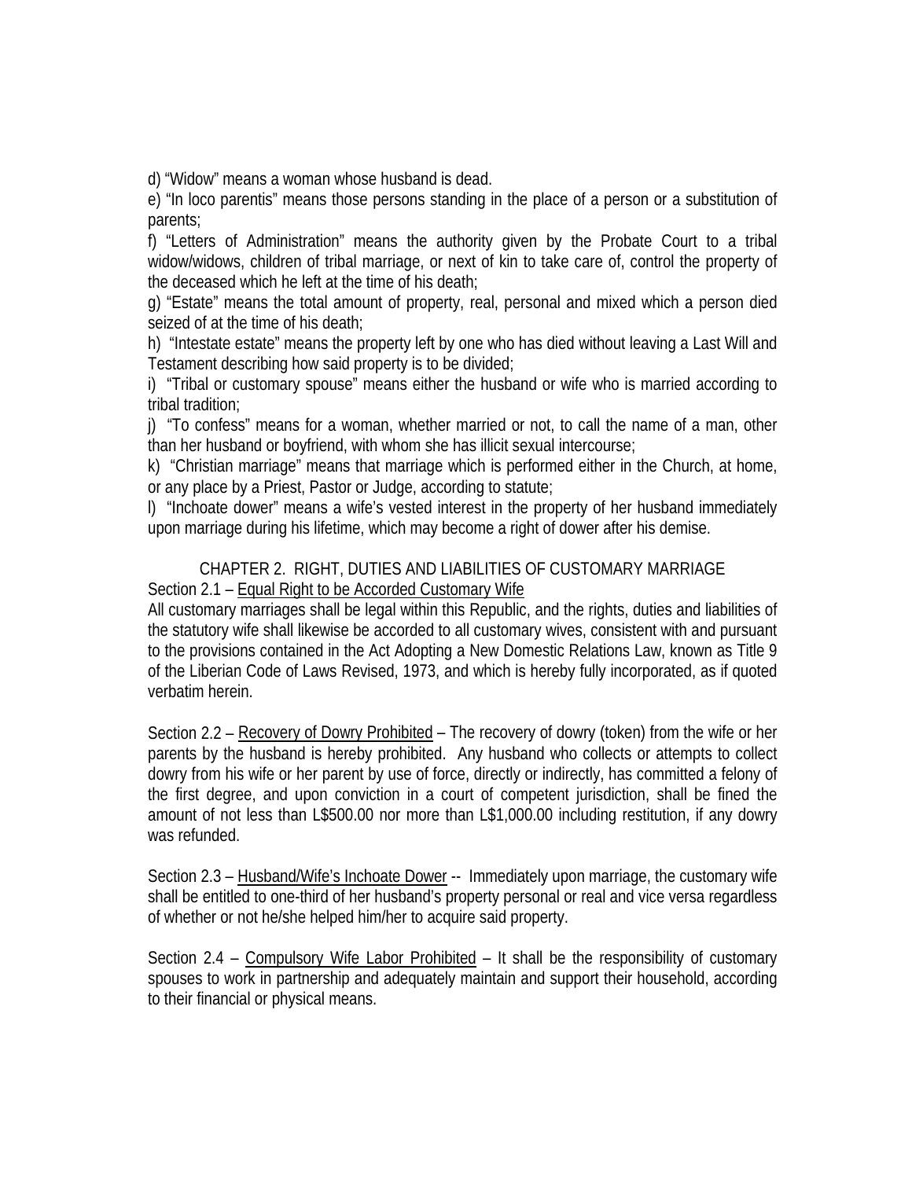d) "Widow" means a woman whose husband is dead.

e) "In loco parentis" means those persons standing in the place of a person or a substitution of parents;

f) "Letters of Administration" means the authority given by the Probate Court to a tribal widow/widows, children of tribal marriage, or next of kin to take care of, control the property of the deceased which he left at the time of his death;

g) "Estate" means the total amount of property, real, personal and mixed which a person died seized of at the time of his death;

h) "Intestate estate" means the property left by one who has died without leaving a Last Will and Testament describing how said property is to be divided;

i) "Tribal or customary spouse" means either the husband or wife who is married according to tribal tradition;

j) "To confess" means for a woman, whether married or not, to call the name of a man, other than her husband or boyfriend, with whom she has illicit sexual intercourse;

k) "Christian marriage" means that marriage which is performed either in the Church, at home, or any place by a Priest, Pastor or Judge, according to statute;

l) "Inchoate dower" means a wife's vested interest in the property of her husband immediately upon marriage during his lifetime, which may become a right of dower after his demise.

## CHAPTER 2. RIGHT, DUTIES AND LIABILITIES OF CUSTOMARY MARRIAGE

Section 2.1 – <u>Equal Right to be Accorded Customary Wife</u>

All customary marriages shall be legal within this Republic, and the rights, duties and liabilities of the statutory wife shall likewise be accorded to all customary wives, consistent with and pursuant to the provisions contained in the Act Adopting a New Domestic Relations Law, known as Title 9 of the Liberian Code of Laws Revised, 1973, and which is hereby fully incorporated, as if quoted verbatim herein.

Section 2.2 – <u>Recovery of Dowry Prohibited</u> – The recovery of dowry (token) from the wife or her parents by the husband is hereby prohibited. Any husband who collects or attempts to collect dowry from his wife or her parent by use of force, directly or indirectly, has committed a felony of the first degree, and upon conviction in a court of competent jurisdiction, shall be fined the amount of not less than L$500.00 nor more than L$1,000.00 including restitution, if any dowry was refunded.

Section 2.3 – <u>Husband/Wife's Inchoate Dower</u> -- Immediately upon marriage, the customary wife shall be entitled to one-third of her husband's property personal or real and vice versa regardless of whether or not he/she helped him/her to acquire said property.

Section 2.4 – <u>Compulsory Wife Labor Prohibited</u> – It shall be the responsibility of customary spouses to work in partnership and adequately maintain and support their household, according to their financial or physical means.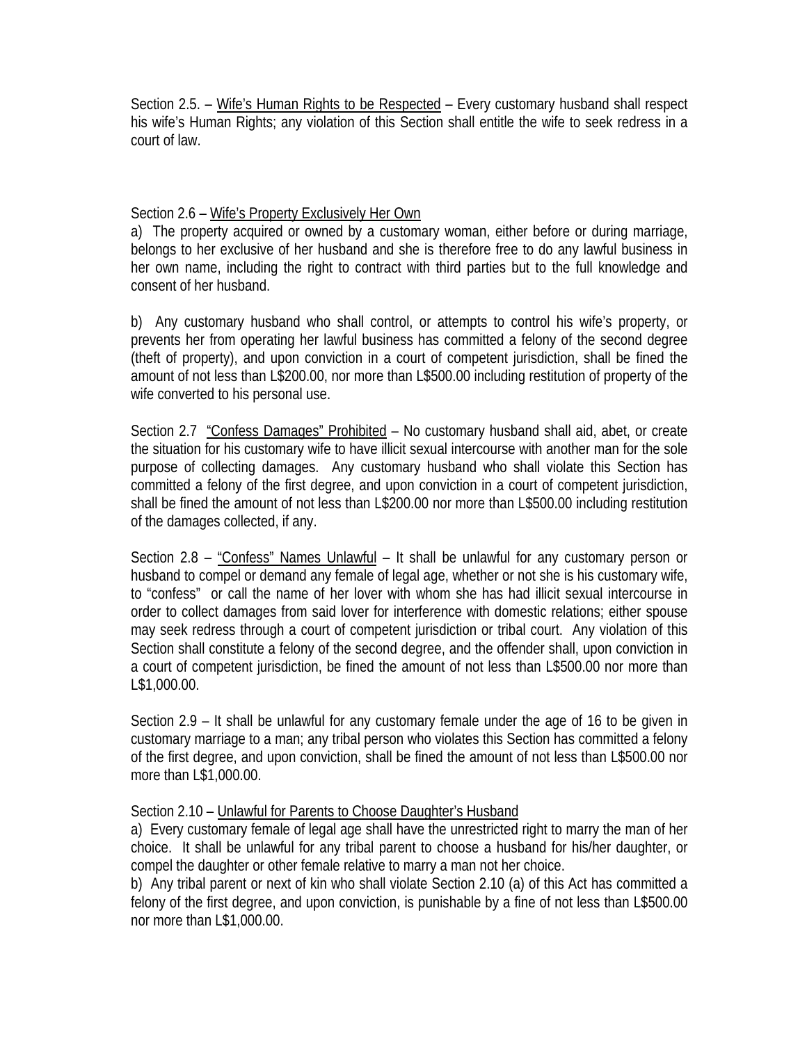Section 2.5. – <u>Wife's Human Rights to be Respected</u> – Every customary husband shall respect his wife's Human Rights; any violation of this Section shall entitle the wife to seek redress in a court of law.

Section 2.6 – <u>Wife's Property Exclusively Her Own</u>

a) The property acquired or owned by a customary woman, either before or during marriage, belongs to her exclusive of her husband and she is therefore free to do any lawful business in her own name, including the right to contract with third parties but to the full knowledge and consent of her husband.

b) Any customary husband who shall control, or attempts to control his wife's property, or prevents her from operating her lawful business has committed a felony of the second degree (theft of property), and upon conviction in a court of competent jurisdiction, shall be fined the amount of not less than L$200.00, nor more than L$500.00 including restitution of property of the wife converted to his personal use.

Section 2.7 <u>"Confess Damages" Prohibited</u> – No customary husband shall aid, abet, or create the situation for his customary wife to have illicit sexual intercourse with another man for the sole purpose of collecting damages. Any customary husband who shall violate this Section has committed a felony of the first degree, and upon conviction in a court of competent jurisdiction, shall be fined the amount of not less than L$200.00 nor more than L$500.00 including restitution of the damages collected, if any.

Section 2.8 – <u>"Confess" Names Unlawful</u> – It shall be unlawful for any customary person or husband to compel or demand any female of legal age, whether or not she is his customary wife, to "confess" or call the name of her lover with whom she has had illicit sexual intercourse in order to collect damages from said lover for interference with domestic relations; either spouse may seek redress through a court of competent jurisdiction or tribal court. Any violation of this Section shall constitute a felony of the second degree, and the offender shall, upon conviction in a court of competent jurisdiction, be fined the amount of not less than L$500.00 nor more than L$1,000.00.

Section 2.9 – It shall be unlawful for any customary female under the age of 16 to be given in customary marriage to a man; any tribal person who violates this Section has committed a felony of the first degree, and upon conviction, shall be fined the amount of not less than L$500.00 nor more than L$1,000.00.

Section 2.10 – <u>Unlawful for Parents to Choose Daughter's Husband</u>

a) Every customary female of legal age shall have the unrestricted right to marry the man of her choice. It shall be unlawful for any tribal parent to choose a husband for his/her daughter, or compel the daughter or other female relative to marry a man not her choice.

b) Any tribal parent or next of kin who shall violate Section 2.10 (a) of this Act has committed a felony of the first degree, and upon conviction, is punishable by a fine of not less than L$500.00 nor more than L$1,000.00.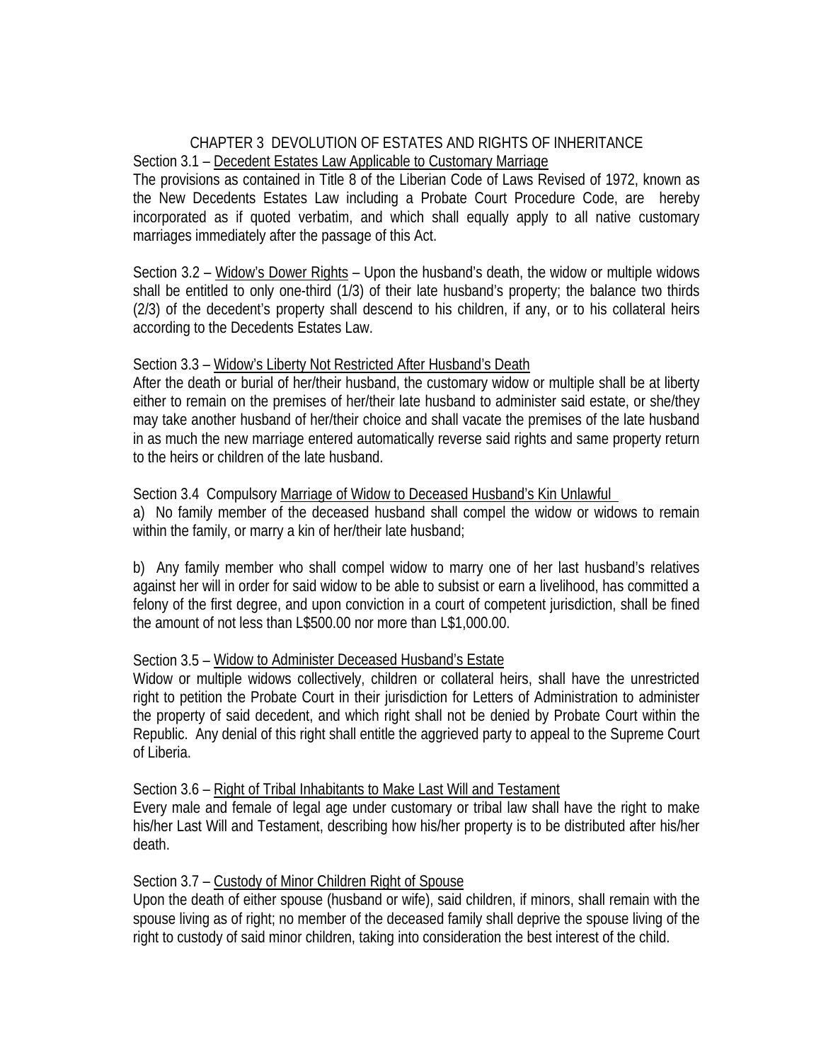## CHAPTER 3 DEVOLUTION OF ESTATES AND RIGHTS OF INHERITANCE

Section 3.1 – Decedent Estates Law Applicable to Customary Marriage

The provisions as contained in Title 8 of the Liberian Code of Laws Revised of 1972, known as the New Decedents Estates Law including a Probate Court Procedure Code, are hereby incorporated as if quoted verbatim, and which shall equally apply to all native customary marriages immediately after the passage of this Act.

Section 3.2 – Widow's Dower Rights – Upon the husband's death, the widow or multiple widows shall be entitled to only one-third (1/3) of their late husband's property; the balance two thirds (2/3) of the decedent's property shall descend to his children, if any, or to his collateral heirs according to the Decedents Estates Law.

Section 3.3 – Widow's Liberty Not Restricted After Husband's Death

After the death or burial of her/their husband, the customary widow or multiple shall be at liberty either to remain on the premises of her/their late husband to administer said estate, or she/they may take another husband of her/their choice and shall vacate the premises of the late husband in as much the new marriage entered automatically reverse said rights and same property return to the heirs or children of the late husband.

Section 3.4 Compulsory Marriage of Widow to Deceased Husband's Kin Unlawful

a) No family member of the deceased husband shall compel the widow or widows to remain within the family, or marry a kin of her/their late husband;

b) Any family member who shall compel widow to marry one of her last husband's relatives against her will in order for said widow to be able to subsist or earn a livelihood, has committed a felony of the first degree, and upon conviction in a court of competent jurisdiction, shall be fined the amount of not less than L$500.00 nor more than L$1,000.00.

Section 3.5 – Widow to Administer Deceased Husband's Estate

Widow or multiple widows collectively, children or collateral heirs, shall have the unrestricted right to petition the Probate Court in their jurisdiction for Letters of Administration to administer the property of said decedent, and which right shall not be denied by Probate Court within the Republic. Any denial of this right shall entitle the aggrieved party to appeal to the Supreme Court of Liberia.

Section 3.6 – Right of Tribal Inhabitants to Make Last Will and Testament

Every male and female of legal age under customary or tribal law shall have the right to make his/her Last Will and Testament, describing how his/her property is to be distributed after his/her death.

Section 3.7 – Custody of Minor Children Right of Spouse

Upon the death of either spouse (husband or wife), said children, if minors, shall remain with the spouse living as of right; no member of the deceased family shall deprive the spouse living of the right to custody of said minor children, taking into consideration the best interest of the child.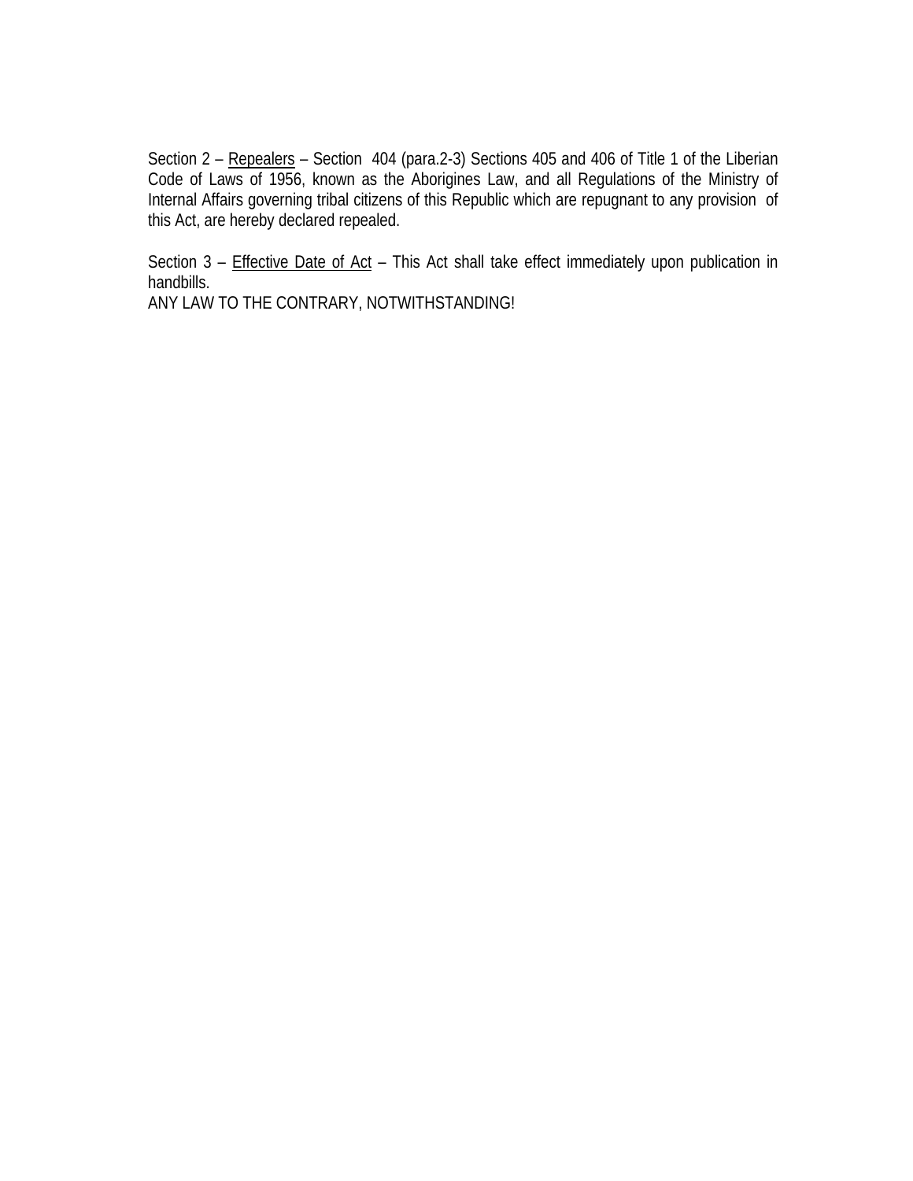Section 2 – Repealers – Section 404 (para.2-3) Sections 405 and 406 of Title 1 of the Liberian Code of Laws of 1956, known as the Aborigines Law, and all Regulations of the Ministry of Internal Affairs governing tribal citizens of this Republic which are repugnant to any provision of this Act, are hereby declared repealed.

Section 3 – Effective Date of Act – This Act shall take effect immediately upon publication in handbills.

ANY LAW TO THE CONTRARY, NOTWITHSTANDING!